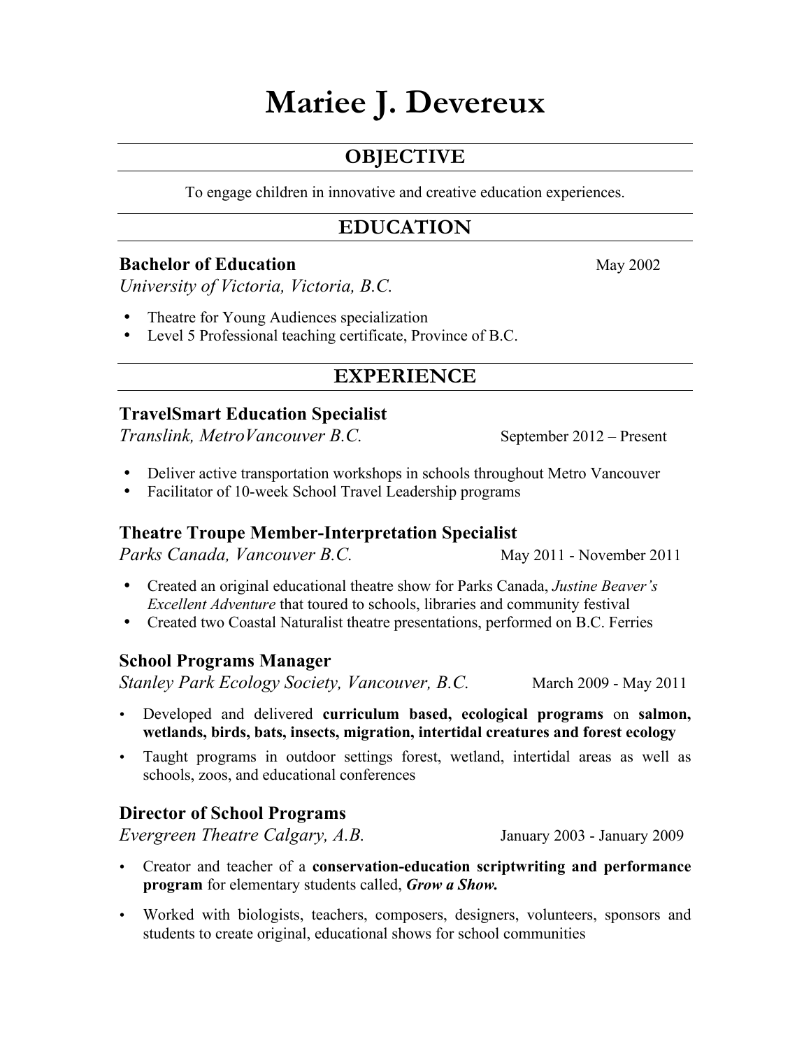# Mariee J. Devereux

## OBJECTIVE

To engage children in innovative and creative education experiences.

## EDUCATION

**Bachelor of Education** May 2002
*University of Victoria, Victoria, B.C.*

- Theatre for Young Audiences specialization
- Level 5 Professional teaching certificate, Province of B.C.

## EXPERIENCE

### TravelSmart Education Specialist

*Translink, MetroVancouver B.C.* September 2012 – Present

- Deliver active transportation workshops in schools throughout Metro Vancouver
- Facilitator of 10-week School Travel Leadership programs

### Theatre Troupe Member-Interpretation Specialist

*Parks Canada, Vancouver B.C.* May 2011 - November 2011

- Created an original educational theatre show for Parks Canada, *Justine Beaver's Excellent Adventure* that toured to schools, libraries and community festival
- Created two Coastal Naturalist theatre presentations, performed on B.C. Ferries

### School Programs Manager

*Stanley Park Ecology Society, Vancouver, B.C.* March 2009 - May 2011

- Developed and delivered **curriculum based, ecological programs** on **salmon, wetlands, birds, bats, insects, migration, intertidal creatures and forest ecology**
- Taught programs in outdoor settings forest, wetland, intertidal areas as well as schools, zoos, and educational conferences

### Director of School Programs

*Evergreen Theatre Calgary, A.B.* January 2003 - January 2009

- Creator and teacher of a **conservation-education scriptwriting and performance program** for elementary students called, ***Grow a Show.***
- Worked with biologists, teachers, composers, designers, volunteers, sponsors and students to create original, educational shows for school communities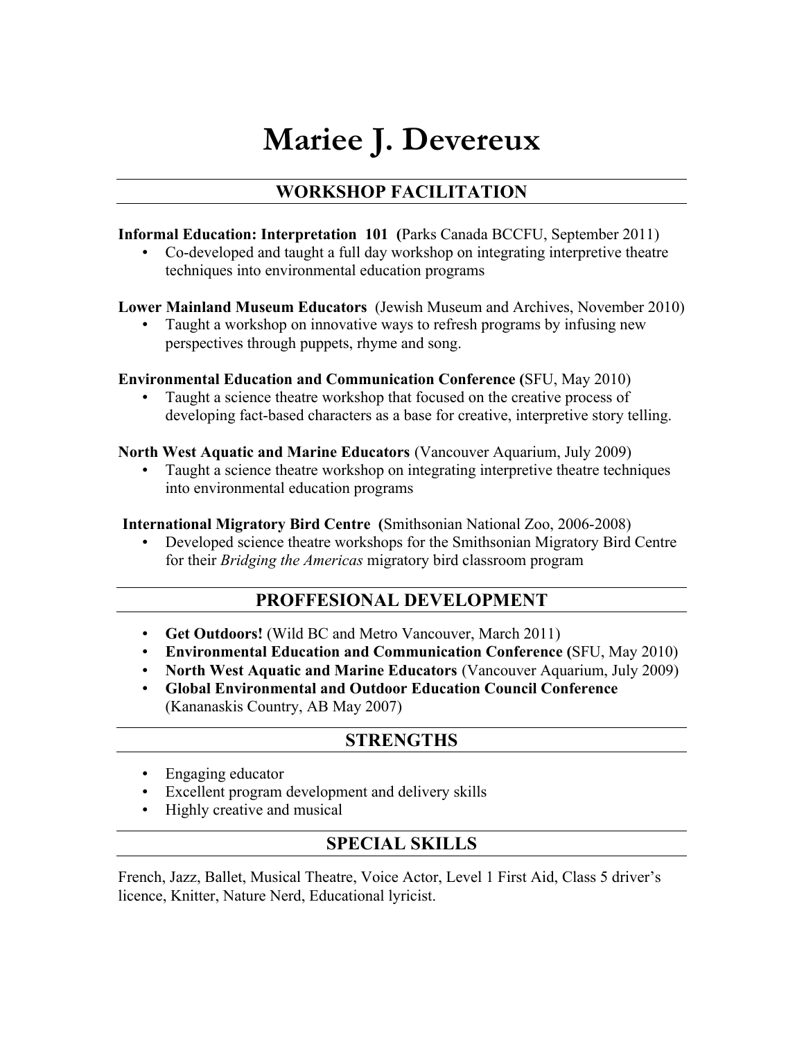# Mariee J. Devereux

## WORKSHOP FACILITATION

**Informal Education: Interpretation 101 (**Parks Canada BCCFU, September 2011)

- Co-developed and taught a full day workshop on integrating interpretive theatre techniques into environmental education programs

**Lower Mainland Museum Educators** (Jewish Museum and Archives, November 2010)

- Taught a workshop on innovative ways to refresh programs by infusing new perspectives through puppets, rhyme and song.

**Environmental Education and Communication Conference (**SFU, May 2010)

- Taught a science theatre workshop that focused on the creative process of developing fact-based characters as a base for creative, interpretive story telling.

**North West Aquatic and Marine Educators** (Vancouver Aquarium, July 2009)

- Taught a science theatre workshop on integrating interpretive theatre techniques into environmental education programs

**International Migratory Bird Centre (**Smithsonian National Zoo, 2006-2008)

- Developed science theatre workshops for the Smithsonian Migratory Bird Centre for their *Bridging the Americas* migratory bird classroom program

## PROFFESIONAL DEVELOPMENT

- **Get Outdoors!** (Wild BC and Metro Vancouver, March 2011)
- **Environmental Education and Communication Conference (**SFU, May 2010)
- **North West Aquatic and Marine Educators** (Vancouver Aquarium, July 2009)
- **Global Environmental and Outdoor Education Council Conference** (Kananaskis Country, AB May 2007)

## STRENGTHS

- Engaging educator
- Excellent program development and delivery skills
- Highly creative and musical

## SPECIAL SKILLS

French, Jazz, Ballet, Musical Theatre, Voice Actor, Level 1 First Aid, Class 5 driver's licence, Knitter, Nature Nerd, Educational lyricist.